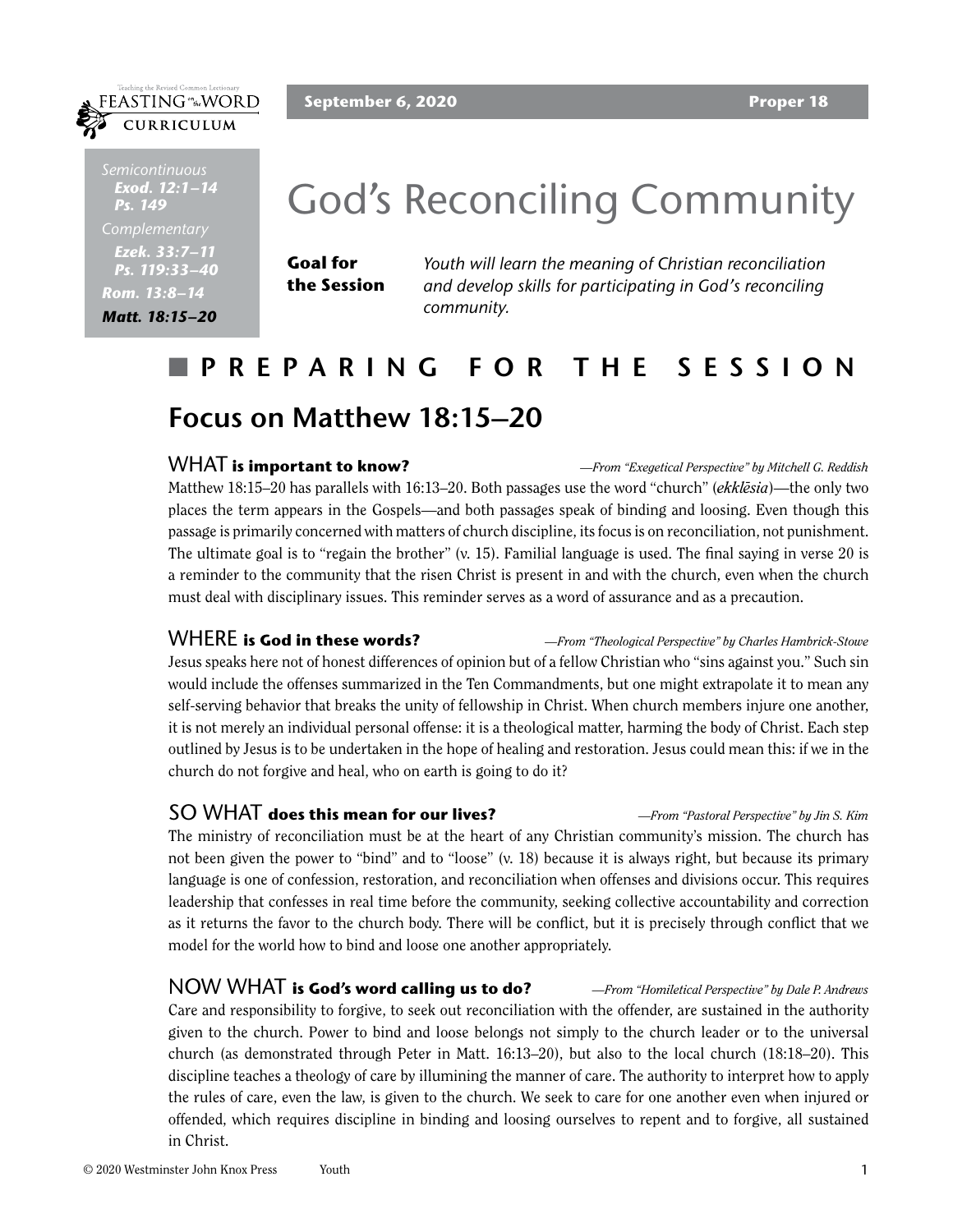Teaching the Revised Common Lectionary
FEASTING on the WORD
CURRICULUM

**September 6, 2020** **Proper 18**

*Semicontinuous*
***Exod. 12:1–14***
***Ps. 149***
*Complementary*
***Ezek. 33:7–11***
***Ps. 119:33–40***
***Rom. 13:8–14***
***Matt. 18:15–20***

# God's Reconciling Community

**Goal for the Session** *Youth will learn the meaning of Christian reconciliation and develop skills for participating in God's reconciling community.*

## PREPARING FOR THE SESSION

## Focus on Matthew 18:15–20

### WHAT **is important to know?** *—From "Exegetical Perspective" by Mitchell G. Reddish*

Matthew 18:15–20 has parallels with 16:13–20. Both passages use the word "church" (*ekklēsia*)—the only two places the term appears in the Gospels—and both passages speak of binding and loosing. Even though this passage is primarily concerned with matters of church discipline, its focus is on reconciliation, not punishment. The ultimate goal is to "regain the brother" (v. 15). Familial language is used. The final saying in verse 20 is a reminder to the community that the risen Christ is present in and with the church, even when the church must deal with disciplinary issues. This reminder serves as a word of assurance and as a precaution.

### WHERE **is God in these words?** *—From "Theological Perspective" by Charles Hambrick-Stowe*

Jesus speaks here not of honest differences of opinion but of a fellow Christian who "sins against you." Such sin would include the offenses summarized in the Ten Commandments, but one might extrapolate it to mean any self-serving behavior that breaks the unity of fellowship in Christ. When church members injure one another, it is not merely an individual personal offense: it is a theological matter, harming the body of Christ. Each step outlined by Jesus is to be undertaken in the hope of healing and restoration. Jesus could mean this: if we in the church do not forgive and heal, who on earth is going to do it?

### SO WHAT **does this mean for our lives?** *—From "Pastoral Perspective" by Jin S. Kim*

The ministry of reconciliation must be at the heart of any Christian community's mission. The church has not been given the power to "bind" and to "loose" (v. 18) because it is always right, but because its primary language is one of confession, restoration, and reconciliation when offenses and divisions occur. This requires leadership that confesses in real time before the community, seeking collective accountability and correction as it returns the favor to the church body. There will be conflict, but it is precisely through conflict that we model for the world how to bind and loose one another appropriately.

### NOW WHAT **is God's word calling us to do?** *—From "Homiletical Perspective" by Dale P. Andrews*

Care and responsibility to forgive, to seek out reconciliation with the offender, are sustained in the authority given to the church. Power to bind and loose belongs not simply to the church leader or to the universal church (as demonstrated through Peter in Matt. 16:13–20), but also to the local church (18:18–20). This discipline teaches a theology of care by illumining the manner of care. The authority to interpret how to apply the rules of care, even the law, is given to the church. We seek to care for one another even when injured or offended, which requires discipline in binding and loosing ourselves to repent and to forgive, all sustained in Christ.

© 2020 Westminster John Knox Press Youth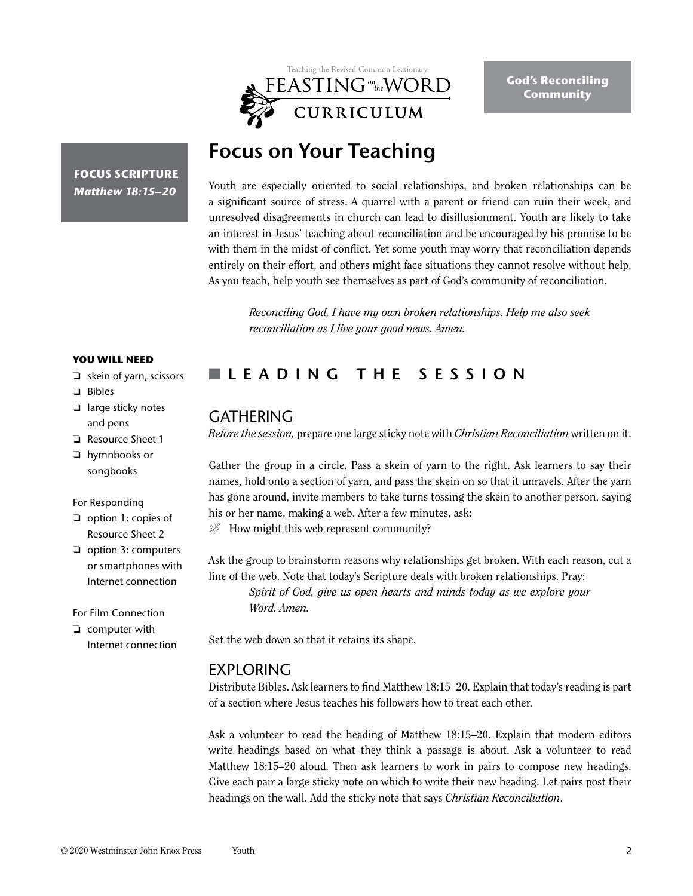**God's Reconciling Community**

# Focus on Your Teaching

**FOCUS SCRIPTURE**
***Matthew 18:15–20***

Youth are especially oriented to social relationships, and broken relationships can be a significant source of stress. A quarrel with a parent or friend can ruin their week, and unresolved disagreements in church can lead to disillusionment. Youth are likely to take an interest in Jesus' teaching about reconciliation and be encouraged by his promise to be with them in the midst of conflict. Yet some youth may worry that reconciliation depends entirely on their effort, and others might face situations they cannot resolve without help. As you teach, help youth see themselves as part of God's community of reconciliation.

> *Reconciling God, I have my own broken relationships. Help me also seek reconciliation as I live your good news. Amen.*

**YOU WILL NEED**

- ❏ skein of yarn, scissors
- ❏ Bibles
- ❏ large sticky notes and pens
- ❏ Resource Sheet 1
- ❏ hymnbooks or songbooks

For Responding

- ❏ option 1: copies of Resource Sheet 2
- ❏ option 3: computers or smartphones with Internet connection

For Film Connection

- ❏ computer with Internet connection

## LEADING THE SESSION

### GATHERING

*Before the session,* prepare one large sticky note with *Christian Reconciliation* written on it.

Gather the group in a circle. Pass a skein of yarn to the right. Ask learners to say their names, hold onto a section of yarn, and pass the skein on so that it unravels. After the yarn has gone around, invite members to take turns tossing the skein to another person, saying his or her name, making a web. After a few minutes, ask:

- How might this web represent community?

Ask the group to brainstorm reasons why relationships get broken. With each reason, cut a line of the web. Note that today's Scripture deals with broken relationships. Pray:

> *Spirit of God, give us open hearts and minds today as we explore your Word. Amen.*

Set the web down so that it retains its shape.

### EXPLORING

Distribute Bibles. Ask learners to find Matthew 18:15–20. Explain that today's reading is part of a section where Jesus teaches his followers how to treat each other.

Ask a volunteer to read the heading of Matthew 18:15–20. Explain that modern editors write headings based on what they think a passage is about. Ask a volunteer to read Matthew 18:15–20 aloud. Then ask learners to work in pairs to compose new headings. Give each pair a large sticky note on which to write their new heading. Let pairs post their headings on the wall. Add the sticky note that says *Christian Reconciliation*.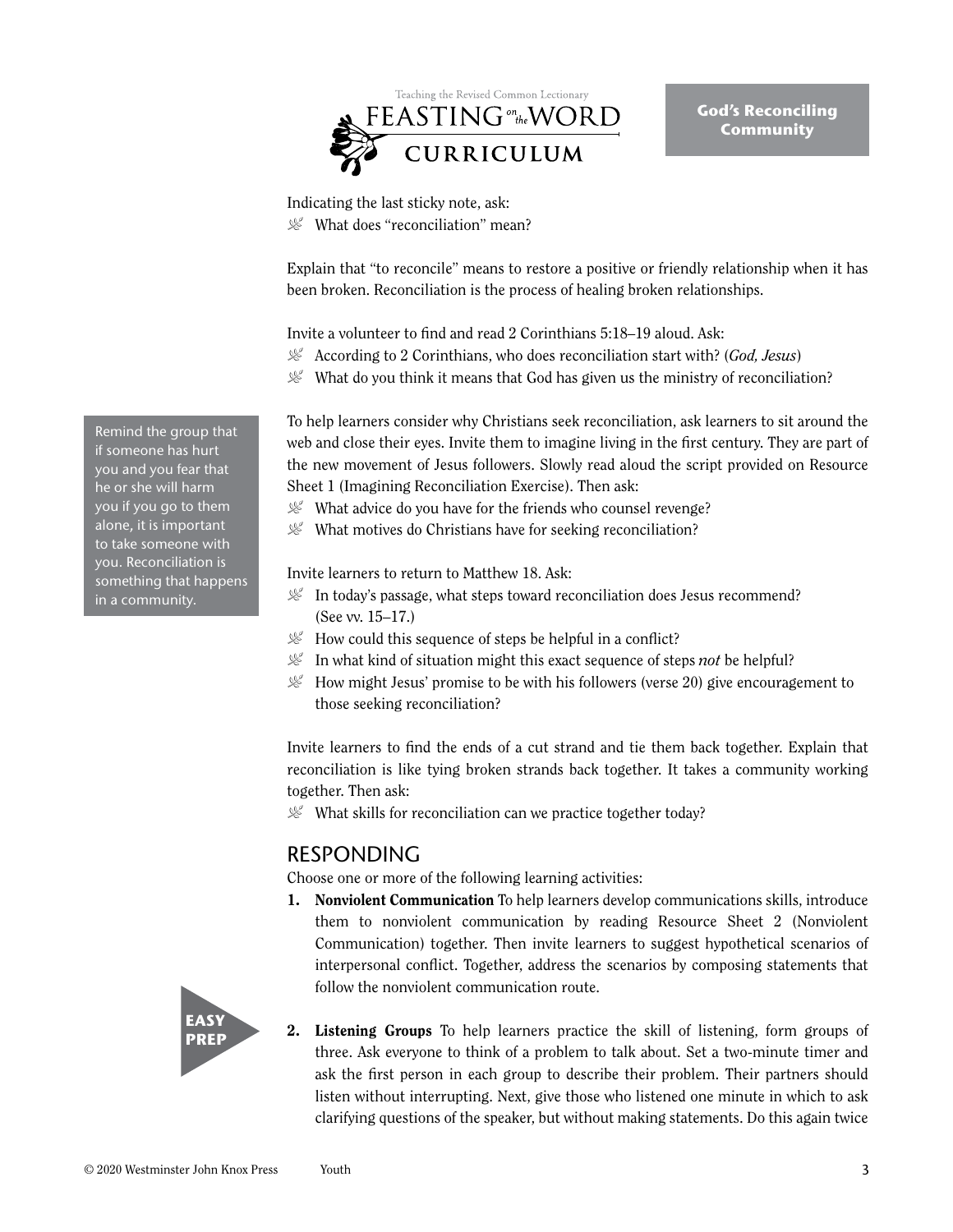Indicating the last sticky note, ask:

- What does "reconciliation" mean?

Explain that "to reconcile" means to restore a positive or friendly relationship when it has been broken. Reconciliation is the process of healing broken relationships.

Invite a volunteer to find and read 2 Corinthians 5:18–19 aloud. Ask:

- According to 2 Corinthians, who does reconciliation start with? (*God, Jesus*)
- What do you think it means that God has given us the ministry of reconciliation?

> Remind the group that if someone has hurt you and you fear that he or she will harm you if you go to them alone, it is important to take someone with you. Reconciliation is something that happens in a community.

To help learners consider why Christians seek reconciliation, ask learners to sit around the web and close their eyes. Invite them to imagine living in the first century. They are part of the new movement of Jesus followers. Slowly read aloud the script provided on Resource Sheet 1 (Imagining Reconciliation Exercise). Then ask:

- What advice do you have for the friends who counsel revenge?
- What motives do Christians have for seeking reconciliation?

Invite learners to return to Matthew 18. Ask:

- In today's passage, what steps toward reconciliation does Jesus recommend? (See vv. 15–17.)
- How could this sequence of steps be helpful in a conflict?
- In what kind of situation might this exact sequence of steps *not* be helpful?
- How might Jesus' promise to be with his followers (verse 20) give encouragement to those seeking reconciliation?

Invite learners to find the ends of a cut strand and tie them back together. Explain that reconciliation is like tying broken strands back together. It takes a community working together. Then ask:

- What skills for reconciliation can we practice together today?

## RESPONDING

Choose one or more of the following learning activities:

1. **Nonviolent Communication** To help learners develop communications skills, introduce them to nonviolent communication by reading Resource Sheet 2 (Nonviolent Communication) together. Then invite learners to suggest hypothetical scenarios of interpersonal conflict. Together, address the scenarios by composing statements that follow the nonviolent communication route.

**EASY PREP**

2. **Listening Groups** To help learners practice the skill of listening, form groups of three. Ask everyone to think of a problem to talk about. Set a two-minute timer and ask the first person in each group to describe their problem. Their partners should listen without interrupting. Next, give those who listened one minute in which to ask clarifying questions of the speaker, but without making statements. Do this again twice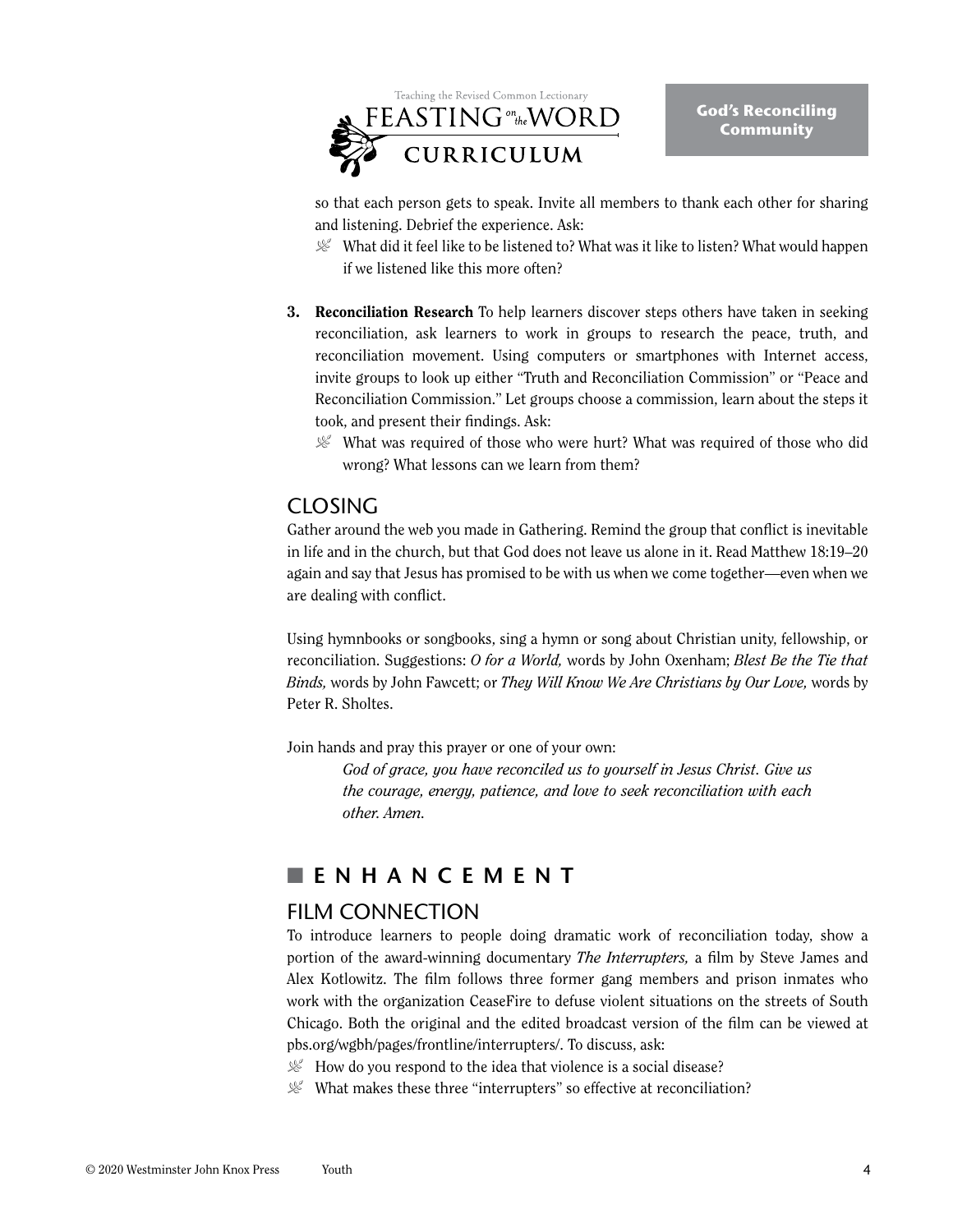so that each person gets to speak. Invite all members to thank each other for sharing and listening. Debrief the experience. Ask:

- What did it feel like to be listened to? What was it like to listen? What would happen if we listened like this more often?

3. **Reconciliation Research** To help learners discover steps others have taken in seeking reconciliation, ask learners to work in groups to research the peace, truth, and reconciliation movement. Using computers or smartphones with Internet access, invite groups to look up either "Truth and Reconciliation Commission" or "Peace and Reconciliation Commission." Let groups choose a commission, learn about the steps it took, and present their findings. Ask:
   - What was required of those who were hurt? What was required of those who did wrong? What lessons can we learn from them?

## CLOSING

Gather around the web you made in Gathering. Remind the group that conflict is inevitable in life and in the church, but that God does not leave us alone in it. Read Matthew 18:19–20 again and say that Jesus has promised to be with us when we come together—even when we are dealing with conflict.

Using hymnbooks or songbooks, sing a hymn or song about Christian unity, fellowship, or reconciliation. Suggestions: *O for a World,* words by John Oxenham; *Blest Be the Tie that Binds,* words by John Fawcett; or *They Will Know We Are Christians by Our Love,* words by Peter R. Sholtes.

Join hands and pray this prayer or one of your own:

> *God of grace, you have reconciled us to yourself in Jesus Christ. Give us the courage, energy, patience, and love to seek reconciliation with each other. Amen.*

# ENHANCEMENT

## FILM CONNECTION

To introduce learners to people doing dramatic work of reconciliation today, show a portion of the award-winning documentary *The Interrupters,* a film by Steve James and Alex Kotlowitz. The film follows three former gang members and prison inmates who work with the organization CeaseFire to defuse violent situations on the streets of South Chicago. Both the original and the edited broadcast version of the film can be viewed at pbs.org/wgbh/pages/frontline/interrupters/. To discuss, ask:

- How do you respond to the idea that violence is a social disease?
- What makes these three "interrupters" so effective at reconciliation?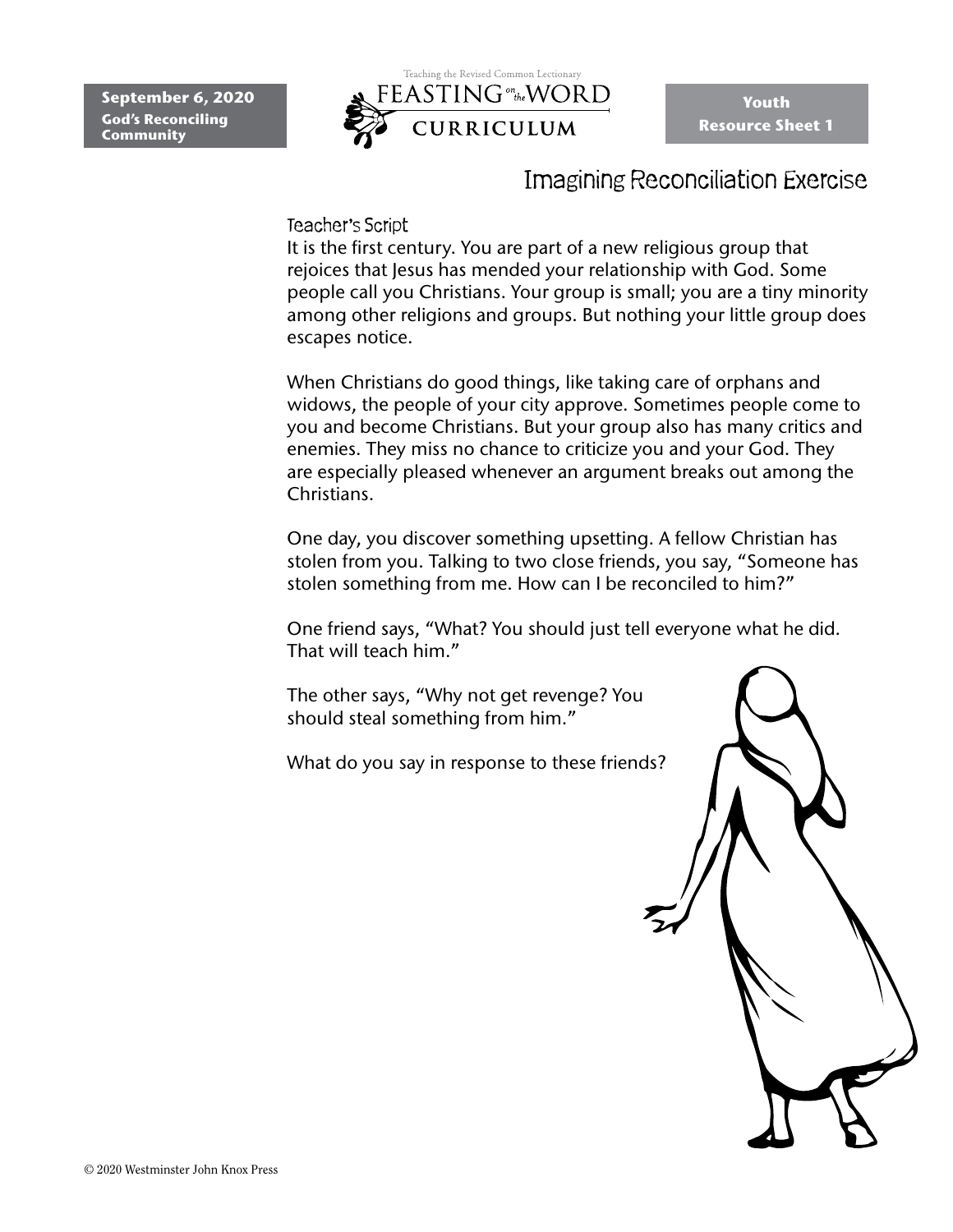**September 6, 2020**
**God's Reconciling Community**

**Youth**
**Resource Sheet 1**

# Imagining Reconciliation Exercise

Teacher's Script

It is the first century. You are part of a new religious group that rejoices that Jesus has mended your relationship with God. Some people call you Christians. Your group is small; you are a tiny minority among other religions and groups. But nothing your little group does escapes notice.

When Christians do good things, like taking care of orphans and widows, the people of your city approve. Sometimes people come to you and become Christians. But your group also has many critics and enemies. They miss no chance to criticize you and your God. They are especially pleased whenever an argument breaks out among the Christians.

One day, you discover something upsetting. A fellow Christian has stolen from you. Talking to two close friends, you say, "Someone has stolen something from me. How can I be reconciled to him?"

One friend says, "What? You should just tell everyone what he did. That will teach him."

The other says, "Why not get revenge? You should steal something from him."

What do you say in response to these friends?

© 2020 Westminster John Knox Press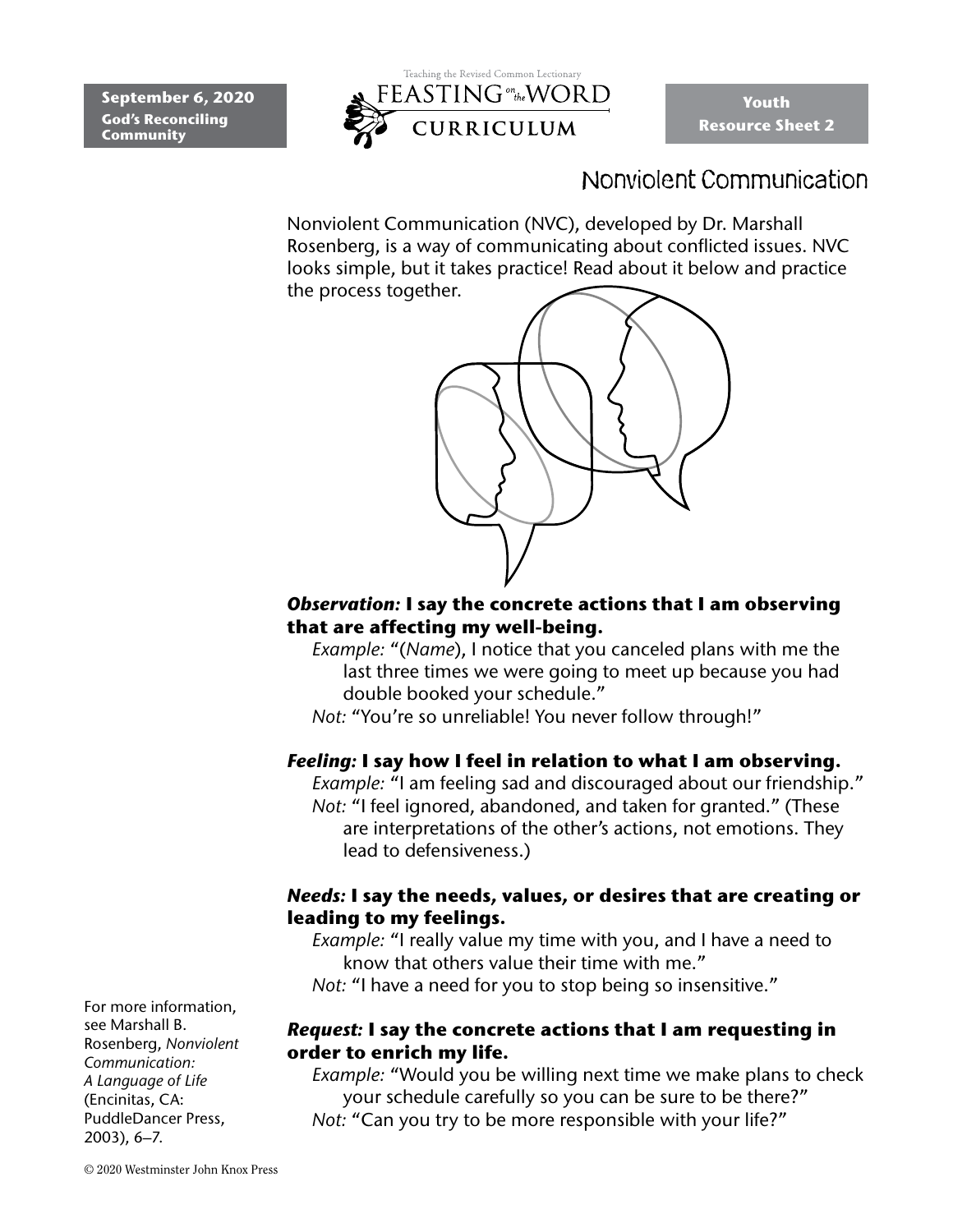September 6, 2020
God's Reconciling Community

Teaching the Revised Common Lectionary
FEASTING on the WORD
CURRICULUM

Youth
Resource Sheet 2

# Nonviolent Communication

Nonviolent Communication (NVC), developed by Dr. Marshall Rosenberg, is a way of communicating about conflicted issues. NVC looks simple, but it takes practice! Read about it below and practice the process together.

***Observation:* I say the concrete actions that I am observing that are affecting my well-being.**

*Example:* "(*Name*), I notice that you canceled plans with me the last three times we were going to meet up because you had double booked your schedule."

*Not:* "You're so unreliable! You never follow through!"

***Feeling:* I say how I feel in relation to what I am observing.**

*Example:* "I am feeling sad and discouraged about our friendship."

*Not:* "I feel ignored, abandoned, and taken for granted." (These are interpretations of the other's actions, not emotions. They lead to defensiveness.)

***Needs:* I say the needs, values, or desires that are creating or leading to my feelings.**

*Example:* "I really value my time with you, and I have a need to know that others value their time with me."

*Not:* "I have a need for you to stop being so insensitive."

***Request:* I say the concrete actions that I am requesting in order to enrich my life.**

*Example:* "Would you be willing next time we make plans to check your schedule carefully so you can be sure to be there?"

*Not:* "Can you try to be more responsible with your life?"

For more information, see Marshall B. Rosenberg, *Nonviolent Communication: A Language of Life* (Encinitas, CA: PuddleDancer Press, 2003), 6–7.

© 2020 Westminster John Knox Press